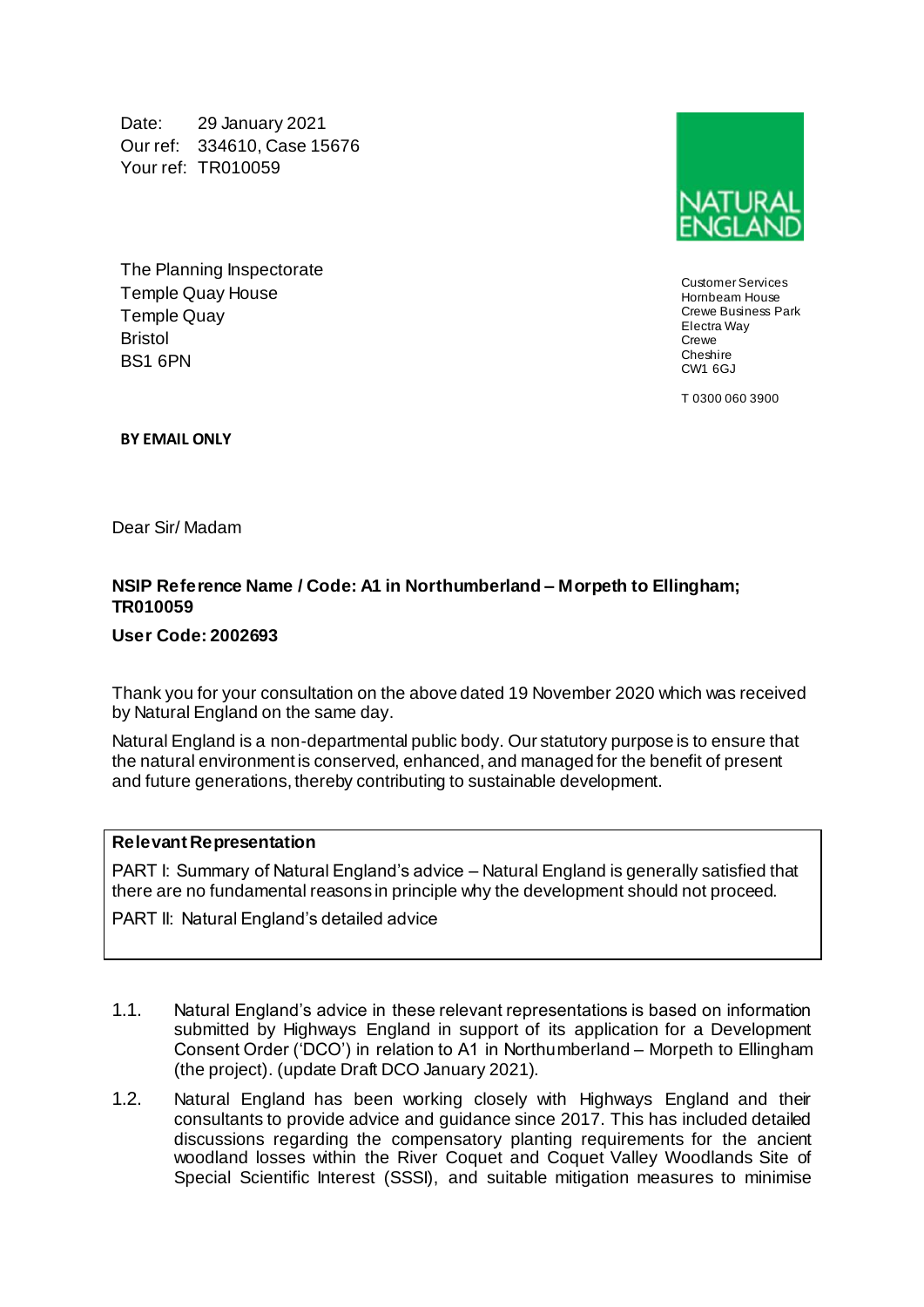Date: 29 January 2021
Our ref: 334610, Case 15676
Your ref: TR010059

NATURAL ENGLAND

The Planning Inspectorate
Temple Quay House
Temple Quay
Bristol
BS1 6PN

Customer Services
Hornbeam House
Crewe Business Park
Electra Way
Crewe
Cheshire
CW1 6GJ

T 0300 060 3900

**BY EMAIL ONLY**

Dear Sir/ Madam

**NSIP Reference Name / Code: A1 in Northumberland – Morpeth to Ellingham; TR010059**

**User Code: 2002693**

Thank you for your consultation on the above dated 19 November 2020 which was received by Natural England on the same day.

Natural England is a non-departmental public body. Our statutory purpose is to ensure that the natural environment is conserved, enhanced, and managed for the benefit of present and future generations, thereby contributing to sustainable development.

| **Relevant Representation** |
|---|
| PART I: Summary of Natural England's advice – Natural England is generally satisfied that there are no fundamental reasons in principle why the development should not proceed. |
| PART II: Natural England's detailed advice |

1.1. Natural England's advice in these relevant representations is based on information submitted by Highways England in support of its application for a Development Consent Order ('DCO') in relation to A1 in Northumberland – Morpeth to Ellingham (the project). (update Draft DCO January 2021).

1.2. Natural England has been working closely with Highways England and their consultants to provide advice and guidance since 2017. This has included detailed discussions regarding the compensatory planting requirements for the ancient woodland losses within the River Coquet and Coquet Valley Woodlands Site of Special Scientific Interest (SSSI), and suitable mitigation measures to minimise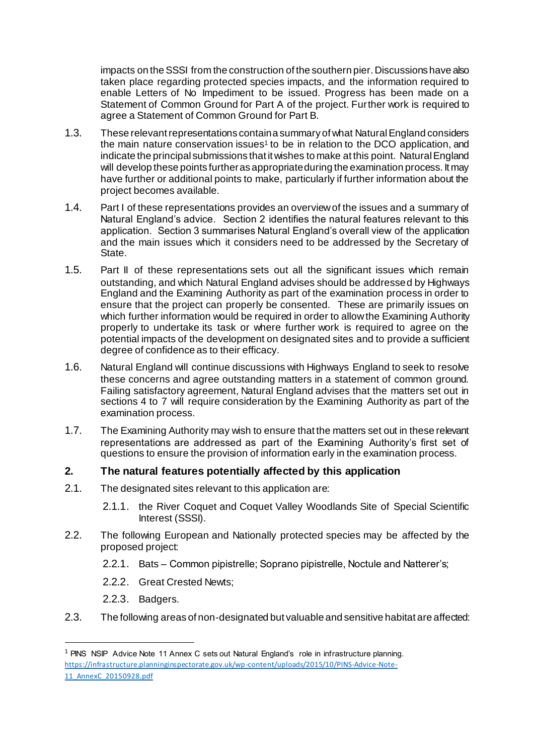impacts on the SSSI from the construction of the southern pier. Discussions have also taken place regarding protected species impacts, and the information required to enable Letters of No Impediment to be issued. Progress has been made on a Statement of Common Ground for Part A of the project. Further work is required to agree a Statement of Common Ground for Part B.

1.3. These relevant representations contain a summary of what Natural England considers the main nature conservation issues[1] to be in relation to the DCO application, and indicate the principal submissions that it wishes to make at this point. Natural England will develop these points further as appropriate during the examination process. It may have further or additional points to make, particularly if further information about the project becomes available.

1.4. Part I of these representations provides an overview of the issues and a summary of Natural England's advice. Section 2 identifies the natural features relevant to this application. Section 3 summarises Natural England's overall view of the application and the main issues which it considers need to be addressed by the Secretary of State.

1.5. Part II of these representations sets out all the significant issues which remain outstanding, and which Natural England advises should be addressed by Highways England and the Examining Authority as part of the examination process in order to ensure that the project can properly be consented. These are primarily issues on which further information would be required in order to allow the Examining Authority properly to undertake its task or where further work is required to agree on the potential impacts of the development on designated sites and to provide a sufficient degree of confidence as to their efficacy.

1.6. Natural England will continue discussions with Highways England to seek to resolve these concerns and agree outstanding matters in a statement of common ground. Failing satisfactory agreement, Natural England advises that the matters set out in sections 4 to 7 will require consideration by the Examining Authority as part of the examination process.

1.7. The Examining Authority may wish to ensure that the matters set out in these relevant representations are addressed as part of the Examining Authority's first set of questions to ensure the provision of information early in the examination process.

## 2. The natural features potentially affected by this application

2.1. The designated sites relevant to this application are:

2.1.1. the River Coquet and Coquet Valley Woodlands Site of Special Scientific Interest (SSSI).

2.2. The following European and Nationally protected species may be affected by the proposed project:

2.2.1. Bats – Common pipistrelle; Soprano pipistrelle, Noctule and Natterer's;

2.2.2. Great Crested Newts;

2.2.3. Badgers.

2.3. The following areas of non-designated but valuable and sensitive habitat are affected:

---

[1] PINS NSIP Advice Note 11 Annex C sets out Natural England's role in infrastructure planning. https://infrastructure.planninginspectorate.gov.uk/wp-content/uploads/2015/10/PINS-Advice-Note-11_AnnexC_20150928.pdf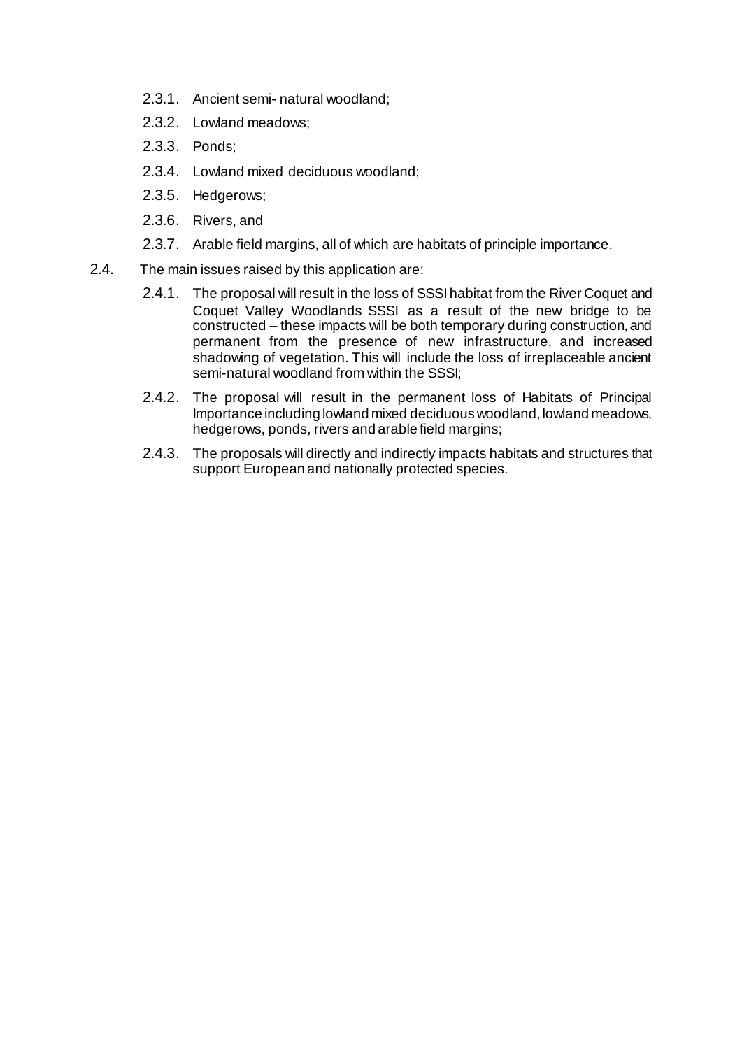- 2.3.1. Ancient semi- natural woodland;
- 2.3.2. Lowland meadows;
- 2.3.3. Ponds;
- 2.3.4. Lowland mixed deciduous woodland;
- 2.3.5. Hedgerows;
- 2.3.6. Rivers, and
- 2.3.7. Arable field margins, all of which are habitats of principle importance.

2.4. The main issues raised by this application are:

- 2.4.1. The proposal will result in the loss of SSSI habitat from the River Coquet and Coquet Valley Woodlands SSSI as a result of the new bridge to be constructed – these impacts will be both temporary during construction, and permanent from the presence of new infrastructure, and increased shadowing of vegetation. This will include the loss of irreplaceable ancient semi-natural woodland from within the SSSI;
- 2.4.2. The proposal will result in the permanent loss of Habitats of Principal Importance including lowland mixed deciduous woodland, lowland meadows, hedgerows, ponds, rivers and arable field margins;
- 2.4.3. The proposals will directly and indirectly impacts habitats and structures that support European and nationally protected species.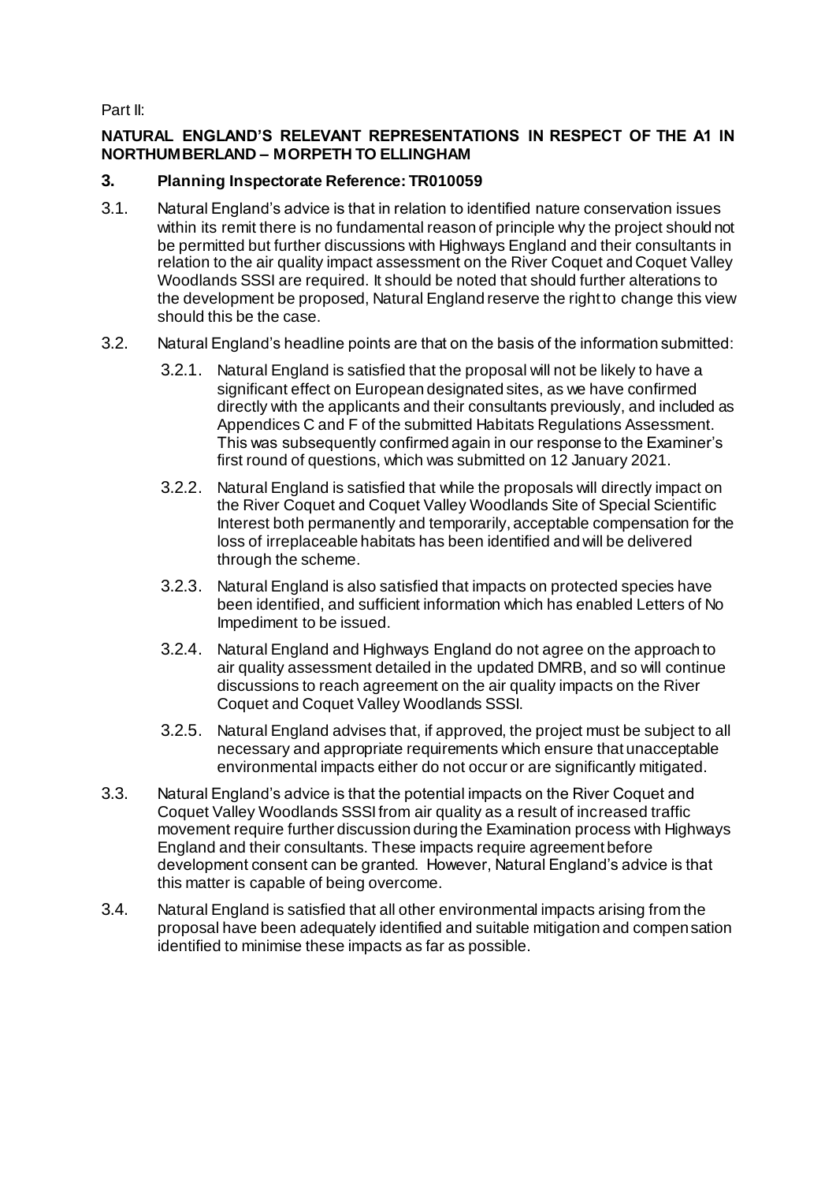Part II:

**NATURAL ENGLAND'S RELEVANT REPRESENTATIONS IN RESPECT OF THE A1 IN NORTHUMBERLAND – MORPETH TO ELLINGHAM**

## 3. Planning Inspectorate Reference: TR010059

3.1. Natural England's advice is that in relation to identified nature conservation issues within its remit there is no fundamental reason of principle why the project should not be permitted but further discussions with Highways England and their consultants in relation to the air quality impact assessment on the River Coquet and Coquet Valley Woodlands SSSI are required. It should be noted that should further alterations to the development be proposed, Natural England reserve the right to change this view should this be the case.

3.2. Natural England's headline points are that on the basis of the information submitted:

3.2.1. Natural England is satisfied that the proposal will not be likely to have a significant effect on European designated sites, as we have confirmed directly with the applicants and their consultants previously, and included as Appendices C and F of the submitted Habitats Regulations Assessment. This was subsequently confirmed again in our response to the Examiner's first round of questions, which was submitted on 12 January 2021.

3.2.2. Natural England is satisfied that while the proposals will directly impact on the River Coquet and Coquet Valley Woodlands Site of Special Scientific Interest both permanently and temporarily, acceptable compensation for the loss of irreplaceable habitats has been identified and will be delivered through the scheme.

3.2.3. Natural England is also satisfied that impacts on protected species have been identified, and sufficient information which has enabled Letters of No Impediment to be issued.

3.2.4. Natural England and Highways England do not agree on the approach to air quality assessment detailed in the updated DMRB, and so will continue discussions to reach agreement on the air quality impacts on the River Coquet and Coquet Valley Woodlands SSSI.

3.2.5. Natural England advises that, if approved, the project must be subject to all necessary and appropriate requirements which ensure that unacceptable environmental impacts either do not occur or are significantly mitigated.

3.3. Natural England's advice is that the potential impacts on the River Coquet and Coquet Valley Woodlands SSSI from air quality as a result of increased traffic movement require further discussion during the Examination process with Highways England and their consultants. These impacts require agreement before development consent can be granted. However, Natural England's advice is that this matter is capable of being overcome.

3.4. Natural England is satisfied that all other environmental impacts arising from the proposal have been adequately identified and suitable mitigation and compensation identified to minimise these impacts as far as possible.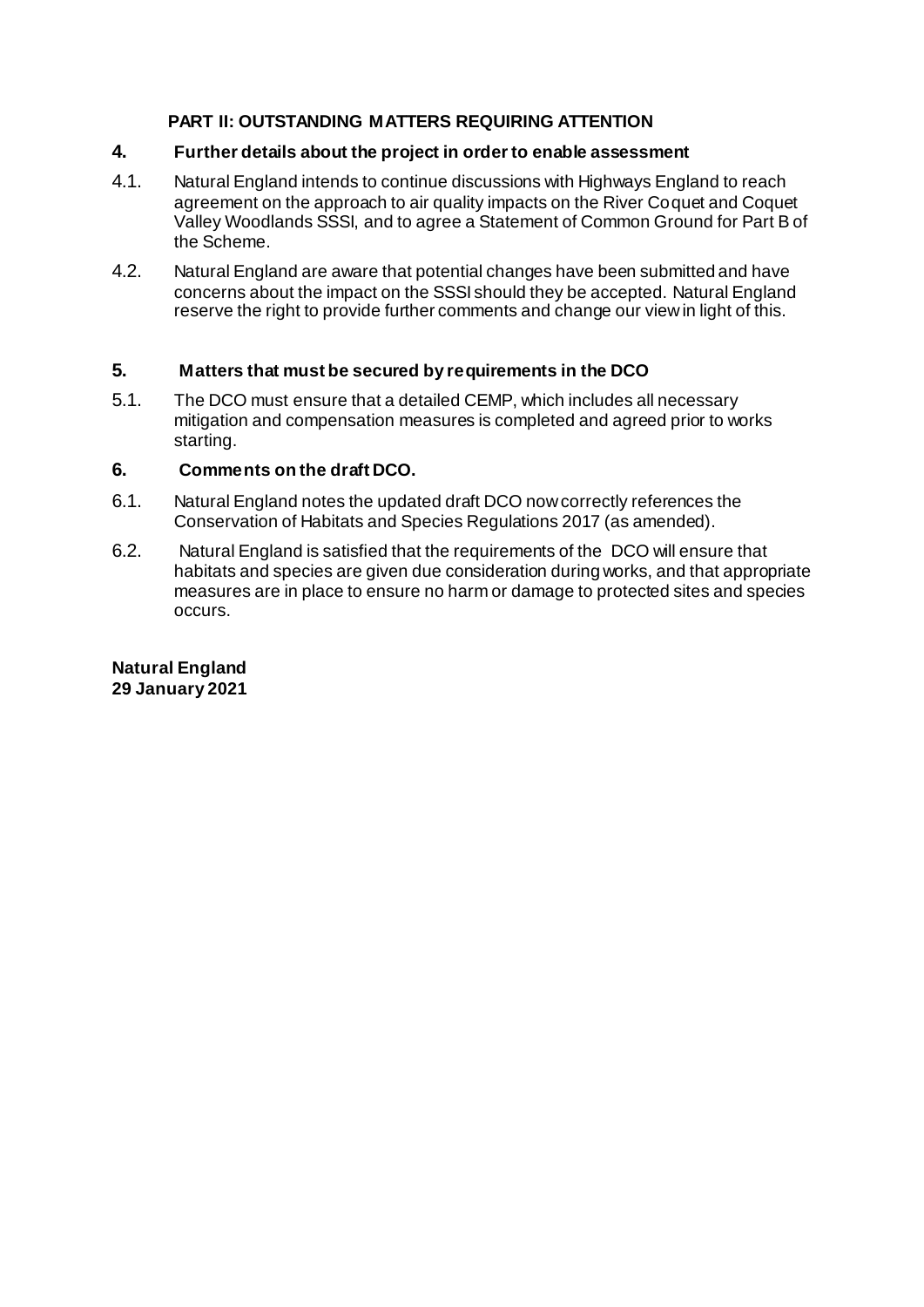## PART II: OUTSTANDING MATTERS REQUIRING ATTENTION

### 4. Further details about the project in order to enable assessment

4.1. Natural England intends to continue discussions with Highways England to reach agreement on the approach to air quality impacts on the River Coquet and Coquet Valley Woodlands SSSI, and to agree a Statement of Common Ground for Part B of the Scheme.

4.2. Natural England are aware that potential changes have been submitted and have concerns about the impact on the SSSI should they be accepted. Natural England reserve the right to provide further comments and change our view in light of this.

### 5. Matters that must be secured by requirements in the DCO

5.1. The DCO must ensure that a detailed CEMP, which includes all necessary mitigation and compensation measures is completed and agreed prior to works starting.

### 6. Comments on the draft DCO.

6.1. Natural England notes the updated draft DCO now correctly references the Conservation of Habitats and Species Regulations 2017 (as amended).

6.2. Natural England is satisfied that the requirements of the DCO will ensure that habitats and species are given due consideration during works, and that appropriate measures are in place to ensure no harm or damage to protected sites and species occurs.

**Natural England**
**29 January 2021**